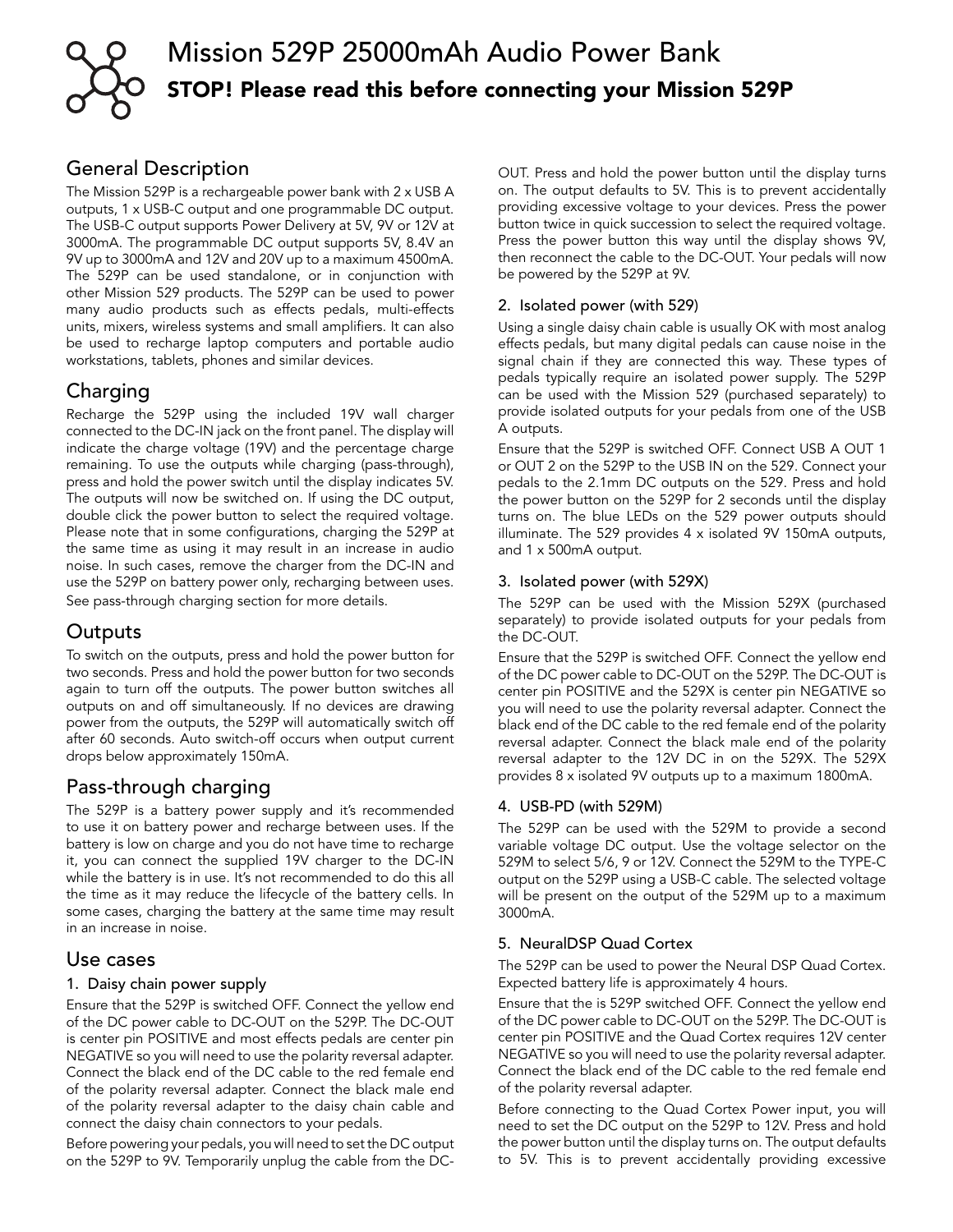# Mission 529P 25000mAh Audio Power Bank

## STOP! Please read this before connecting your Mission 529P

## General Description

The Mission 529P is a rechargeable power bank with 2 x USB A outputs, 1 x USB-C output and one programmable DC output. The USB-C output supports Power Delivery at 5V, 9V or 12V at 3000mA. The programmable DC output supports 5V, 8.4V an 9V up to 3000mA and 12V and 20V up to a maximum 4500mA. The 529P can be used standalone, or in conjunction with other Mission 529 products. The 529P can be used to power many audio products such as effects pedals, multi-effects units, mixers, wireless systems and small amplifiers. It can also be used to recharge laptop computers and portable audio workstations, tablets, phones and similar devices.

## Charging

Recharge the 529P using the included 19V wall charger connected to the DC-IN jack on the front panel. The display will indicate the charge voltage (19V) and the percentage charge remaining. To use the outputs while charging (pass-through), press and hold the power switch until the display indicates 5V. The outputs will now be switched on. If using the DC output, double click the power button to select the required voltage. Please note that in some configurations, charging the 529P at the same time as using it may result in an increase in audio noise. In such cases, remove the charger from the DC-IN and use the 529P on battery power only, recharging between uses. See pass-through charging section for more details.

## Outputs

To switch on the outputs, press and hold the power button for two seconds. Press and hold the power button for two seconds again to turn off the outputs. The power button switches all outputs on and off simultaneously. If no devices are drawing power from the outputs, the 529P will automatically switch off after 60 seconds. Auto switch-off occurs when output current drops below approximately 150mA.

## Pass-through charging

The 529P is a battery power supply and it's recommended to use it on battery power and recharge between uses. If the battery is low on charge and you do not have time to recharge it, you can connect the supplied 19V charger to the DC-IN while the battery is in use. It's not recommended to do this all the time as it may reduce the lifecycle of the battery cells. In some cases, charging the battery at the same time may result in an increase in noise.

## Use cases

### 1. Daisy chain power supply

Ensure that the 529P is switched OFF. Connect the yellow end of the DC power cable to DC-OUT on the 529P. The DC-OUT is center pin POSITIVE and most effects pedals are center pin NEGATIVE so you will need to use the polarity reversal adapter. Connect the black end of the DC cable to the red female end of the polarity reversal adapter. Connect the black male end of the polarity reversal adapter to the daisy chain cable and connect the daisy chain connectors to your pedals.

Before powering your pedals, you will need to set the DC output on the 529P to 9V. Temporarily unplug the cable from the DC-OUT. Press and hold the power button until the display turns on. The output defaults to 5V. This is to prevent accidentally providing excessive voltage to your devices. Press the power button twice in quick succession to select the required voltage. Press the power button this way until the display shows 9V, then reconnect the cable to the DC-OUT. Your pedals will now be powered by the 529P at 9V.

### 2. Isolated power (with 529)

Using a single daisy chain cable is usually OK with most analog effects pedals, but many digital pedals can cause noise in the signal chain if they are connected this way. These types of pedals typically require an isolated power supply. The 529P can be used with the Mission 529 (purchased separately) to provide isolated outputs for your pedals from one of the USB A outputs.

Ensure that the 529P is switched OFF. Connect USB A OUT 1 or OUT 2 on the 529P to the USB IN on the 529. Connect your pedals to the 2.1mm DC outputs on the 529. Press and hold the power button on the 529P for 2 seconds until the display turns on. The blue LEDs on the 529 power outputs should illuminate. The 529 provides 4 x isolated 9V 150mA outputs, and 1 x 500mA output.

### 3. Isolated power (with 529X)

The 529P can be used with the Mission 529X (purchased separately) to provide isolated outputs for your pedals from the DC-OUT.

Ensure that the 529P is switched OFF. Connect the yellow end of the DC power cable to DC-OUT on the 529P. The DC-OUT is center pin POSITIVE and the 529X is center pin NEGATIVE so you will need to use the polarity reversal adapter. Connect the black end of the DC cable to the red female end of the polarity reversal adapter. Connect the black male end of the polarity reversal adapter to the 12V DC in on the 529X. The 529X provides 8 x isolated 9V outputs up to a maximum 1800mA.

### 4. USB-PD (with 529M)

The 529P can be used with the 529M to provide a second variable voltage DC output. Use the voltage selector on the 529M to select 5/6, 9 or 12V. Connect the 529M to the TYPE-C output on the 529P using a USB-C cable. The selected voltage will be present on the output of the 529M up to a maximum 3000mA.

### 5. NeuralDSP Quad Cortex

The 529P can be used to power the Neural DSP Quad Cortex. Expected battery life is approximately 4 hours.

Ensure that the is 529P switched OFF. Connect the yellow end of the DC power cable to DC-OUT on the 529P. The DC-OUT is center pin POSITIVE and the Quad Cortex requires 12V center NEGATIVE so you will need to use the polarity reversal adapter. Connect the black end of the DC cable to the red female end of the polarity reversal adapter.

Before connecting to the Quad Cortex Power input, you will need to set the DC output on the 529P to 12V. Press and hold the power button until the display turns on. The output defaults to 5V. This is to prevent accidentally providing excessive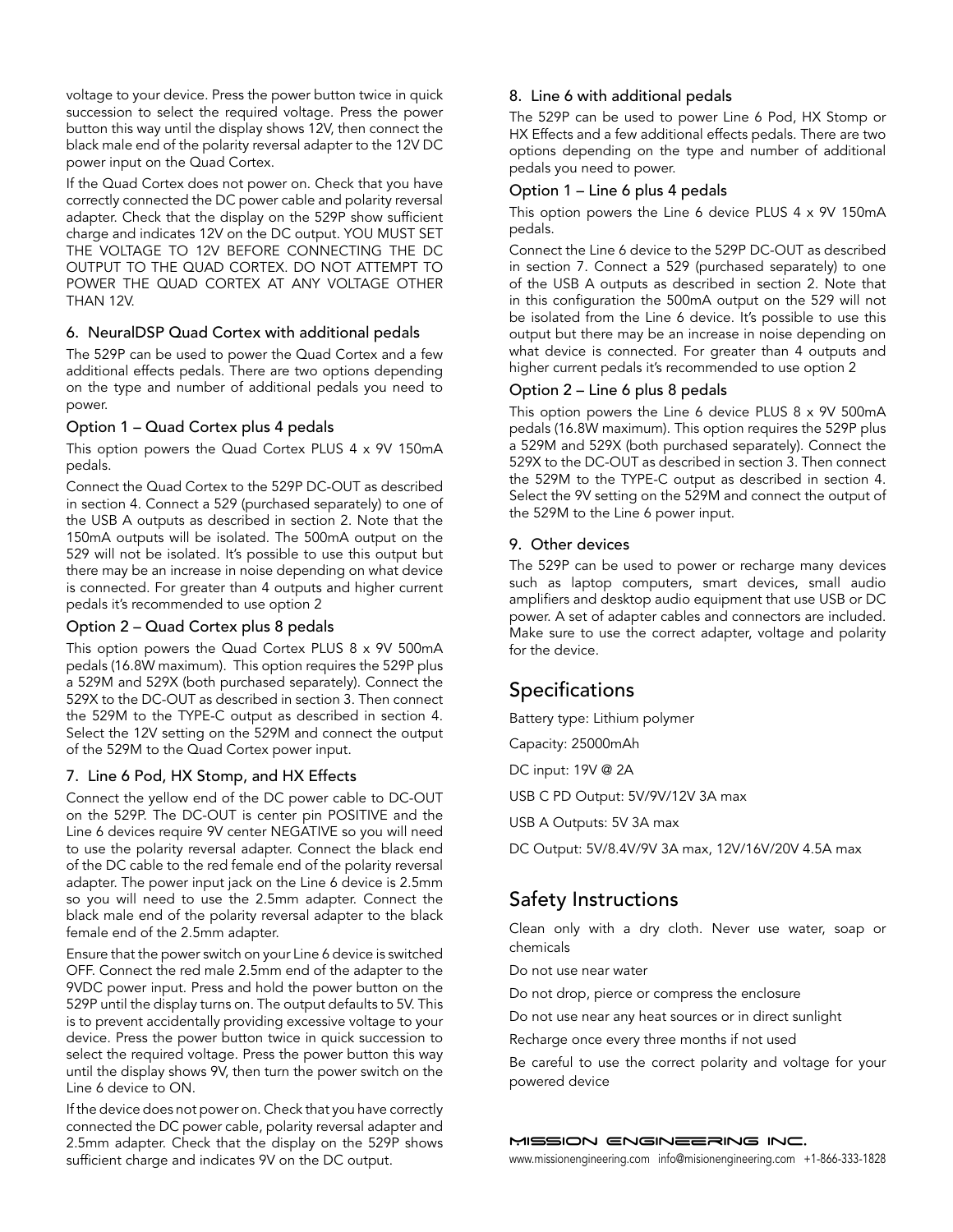voltage to your device. Press the power button twice in quick succession to select the required voltage. Press the power button this way until the display shows 12V, then connect the black male end of the polarity reversal adapter to the 12V DC power input on the Quad Cortex.

If the Quad Cortex does not power on. Check that you have correctly connected the DC power cable and polarity reversal adapter. Check that the display on the 529P show sufficient charge and indicates 12V on the DC output. YOU MUST SET THE VOLTAGE TO 12V BEFORE CONNECTING THE DC OUTPUT TO THE QUAD CORTEX. DO NOT ATTEMPT TO POWER THE QUAD CORTEX AT ANY VOLTAGE OTHER THAN 12V.

### 6. NeuralDSP Quad Cortex with additional pedals

The 529P can be used to power the Quad Cortex and a few additional effects pedals. There are two options depending on the type and number of additional pedals you need to power.

#### Option 1 – Quad Cortex plus 4 pedals

This option powers the Quad Cortex PLUS 4 x 9V 150mA pedals.

Connect the Quad Cortex to the 529P DC-OUT as described in section 4. Connect a 529 (purchased separately) to one of the USB A outputs as described in section 2. Note that the 150mA outputs will be isolated. The 500mA output on the 529 will not be isolated. It's possible to use this output but there may be an increase in noise depending on what device is connected. For greater than 4 outputs and higher current pedals it's recommended to use option 2

#### Option 2 – Quad Cortex plus 8 pedals

This option powers the Quad Cortex PLUS 8 x 9V 500mA pedals (16.8W maximum). This option requires the 529P plus a 529M and 529X (both purchased separately). Connect the 529X to the DC-OUT as described in section 3. Then connect the 529M to the TYPE-C output as described in section 4. Select the 12V setting on the 529M and connect the output of the 529M to the Quad Cortex power input.

### 7. Line 6 Pod, HX Stomp, and HX Effects

Connect the yellow end of the DC power cable to DC-OUT on the 529P. The DC-OUT is center pin POSITIVE and the Line 6 devices require 9V center NEGATIVE so you will need to use the polarity reversal adapter. Connect the black end of the DC cable to the red female end of the polarity reversal adapter. The power input jack on the Line 6 device is 2.5mm so you will need to use the 2.5mm adapter. Connect the black male end of the polarity reversal adapter to the black female end of the 2.5mm adapter.

Ensure that the power switch on your Line 6 device is switched OFF. Connect the red male 2.5mm end of the adapter to the 9VDC power input. Press and hold the power button on the 529P until the display turns on. The output defaults to 5V. This is to prevent accidentally providing excessive voltage to your device. Press the power button twice in quick succession to select the required voltage. Press the power button this way until the display shows 9V, then turn the power switch on the Line 6 device to ON.

If the device does not power on. Check that you have correctly connected the DC power cable, polarity reversal adapter and 2.5mm adapter. Check that the display on the 529P shows sufficient charge and indicates 9V on the DC output.

### 8. Line 6 with additional pedals

The 529P can be used to power Line 6 Pod, HX Stomp or HX Effects and a few additional effects pedals. There are two options depending on the type and number of additional pedals you need to power.

#### Option 1 – Line 6 plus 4 pedals

This option powers the Line 6 device PLUS 4 x 9V 150mA pedals.

Connect the Line 6 device to the 529P DC-OUT as described in section 7. Connect a 529 (purchased separately) to one of the USB A outputs as described in section 2. Note that in this configuration the 500mA output on the 529 will not be isolated from the Line 6 device. It's possible to use this output but there may be an increase in noise depending on what device is connected. For greater than 4 outputs and higher current pedals it's recommended to use option 2

#### Option 2 – Line 6 plus 8 pedals

This option powers the Line 6 device PLUS 8 x 9V 500mA pedals (16.8W maximum). This option requires the 529P plus a 529M and 529X (both purchased separately). Connect the 529X to the DC-OUT as described in section 3. Then connect the 529M to the TYPE-C output as described in section 4. Select the 9V setting on the 529M and connect the output of the 529M to the Line 6 power input.

### 9. Other devices

The 529P can be used to power or recharge many devices such as laptop computers, smart devices, small audio amplifiers and desktop audio equipment that use USB or DC power. A set of adapter cables and connectors are included. Make sure to use the correct adapter, voltage and polarity for the device.

## Specifications

Battery type: Lithium polymer

Capacity: 25000mAh

DC input: 19V @ 2A

USB C PD Output: 5V/9V/12V 3A max

USB A Outputs: 5V 3A max

DC Output: 5V/8.4V/9V 3A max, 12V/16V/20V 4.5A max

## Safety Instructions

Clean only with a dry cloth. Never use water, soap or chemicals

Do not use near water

Do not drop, pierce or compress the enclosure

Do not use near any heat sources or in direct sunlight

Recharge once every three months if not used

Be careful to use the correct polarity and voltage for your powered device

MISSION ENGINEERING INC.

www.missionengineering.com info@misionengineering.com +1-866-333-1828